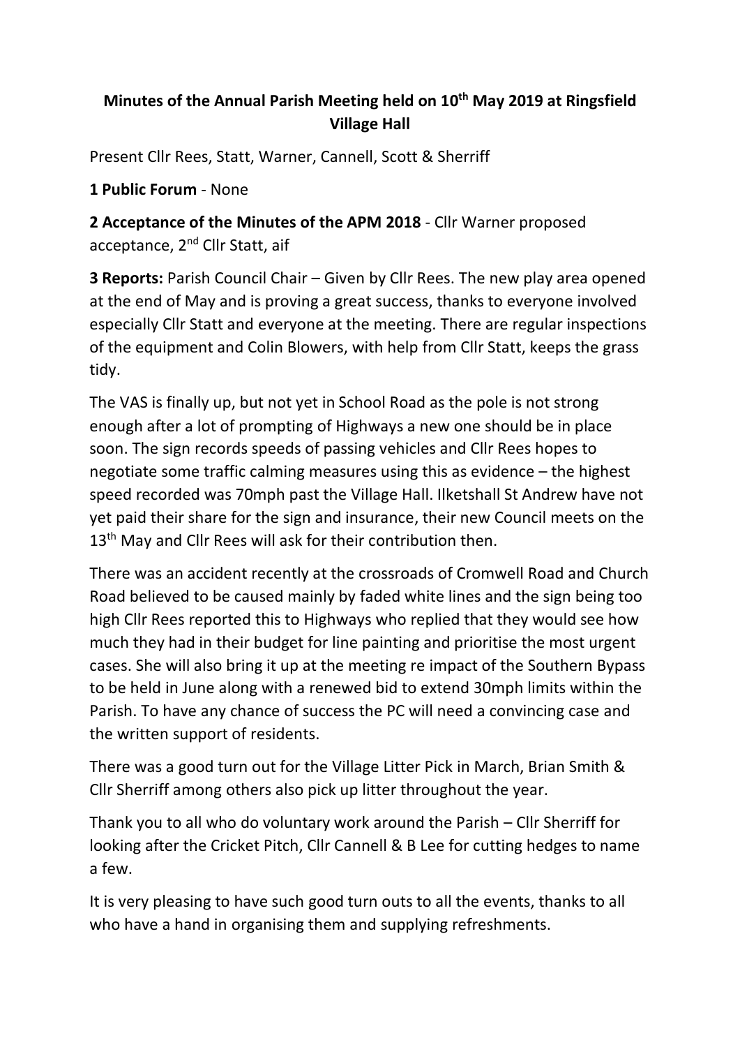**Minutes of the Annual Parish Meeting held on 10th May 2019 at Ringsfield Village Hall**

Present Cllr Rees, Statt, Warner, Cannell, Scott & Sherriff

**1 Public Forum** - None

**2 Acceptance of the Minutes of the APM 2018** - Cllr Warner proposed acceptance, 2nd Cllr Statt, aif

**3 Reports:** Parish Council Chair – Given by Cllr Rees. The new play area opened at the end of May and is proving a great success, thanks to everyone involved especially Cllr Statt and everyone at the meeting. There are regular inspections of the equipment and Colin Blowers, with help from Cllr Statt, keeps the grass tidy.

The VAS is finally up, but not yet in School Road as the pole is not strong enough after a lot of prompting of Highways a new one should be in place soon. The sign records speeds of passing vehicles and Cllr Rees hopes to negotiate some traffic calming measures using this as evidence – the highest speed recorded was 70mph past the Village Hall. Ilketshall St Andrew have not yet paid their share for the sign and insurance, their new Council meets on the 13th May and Cllr Rees will ask for their contribution then.

There was an accident recently at the crossroads of Cromwell Road and Church Road believed to be caused mainly by faded white lines and the sign being too high Cllr Rees reported this to Highways who replied that they would see how much they had in their budget for line painting and prioritise the most urgent cases. She will also bring it up at the meeting re impact of the Southern Bypass to be held in June along with a renewed bid to extend 30mph limits within the Parish. To have any chance of success the PC will need a convincing case and the written support of residents.

There was a good turn out for the Village Litter Pick in March, Brian Smith & Cllr Sherriff among others also pick up litter throughout the year.

Thank you to all who do voluntary work around the Parish – Cllr Sherriff for looking after the Cricket Pitch, Cllr Cannell & B Lee for cutting hedges to name a few.

It is very pleasing to have such good turn outs to all the events, thanks to all who have a hand in organising them and supplying refreshments.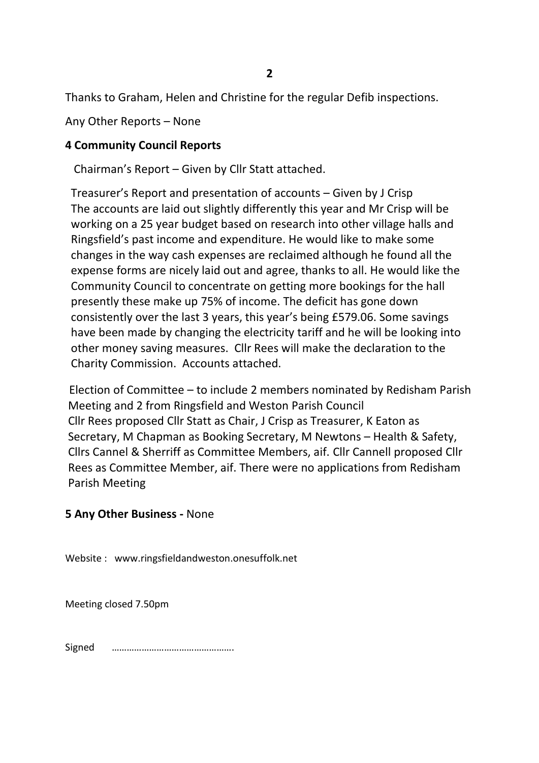Thanks to Graham, Helen and Christine for the regular Defib inspections.

Any Other Reports – None

**4 Community Council Reports**

Chairman's Report – Given by Cllr Statt attached.

Treasurer's Report and presentation of accounts – Given by J Crisp
The accounts are laid out slightly differently this year and Mr Crisp will be working on a 25 year budget based on research into other village halls and Ringsfield's past income and expenditure. He would like to make some changes in the way cash expenses are reclaimed although he found all the expense forms are nicely laid out and agree, thanks to all. He would like the Community Council to concentrate on getting more bookings for the hall presently these make up 75% of income. The deficit has gone down consistently over the last 3 years, this year's being £579.06. Some savings have been made by changing the electricity tariff and he will be looking into other money saving measures. Cllr Rees will make the declaration to the Charity Commission. Accounts attached.

Election of Committee – to include 2 members nominated by Redisham Parish Meeting and 2 from Ringsfield and Weston Parish Council
Cllr Rees proposed Cllr Statt as Chair, J Crisp as Treasurer, K Eaton as Secretary, M Chapman as Booking Secretary, M Newtons – Health & Safety, Cllrs Cannel & Sherriff as Committee Members, aif. Cllr Cannell proposed Cllr Rees as Committee Member, aif. There were no applications from Redisham Parish Meeting

**5 Any Other Business -** None

Website : www.ringsfieldandweston.onesuffolk.net

Meeting closed 7.50pm

Signed ……………………………………….